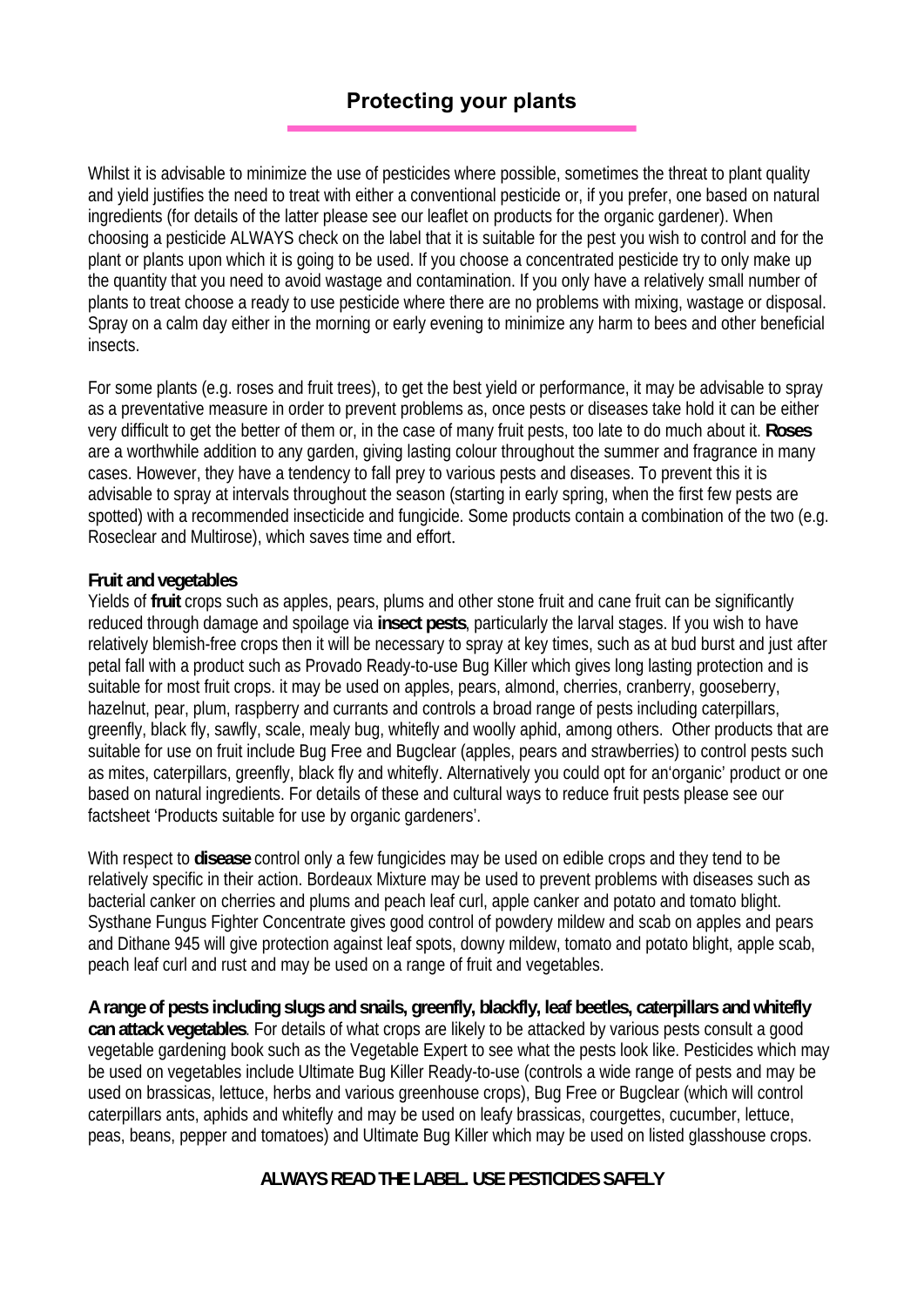# Protecting your plants

Whilst it is advisable to minimize the use of pesticides where possible, sometimes the threat to plant quality and yield justifies the need to treat with either a conventional pesticide or, if you prefer, one based on natural ingredients (for details of the latter please see our leaflet on products for the organic gardener). When choosing a pesticide ALWAYS check on the label that it is suitable for the pest you wish to control and for the plant or plants upon which it is going to be used. If you choose a concentrated pesticide try to only make up the quantity that you need to avoid wastage and contamination. If you only have a relatively small number of plants to treat choose a ready to use pesticide where there are no problems with mixing, wastage or disposal. Spray on a calm day either in the morning or early evening to minimize any harm to bees and other beneficial insects.

For some plants (e.g. roses and fruit trees), to get the best yield or performance, it may be advisable to spray as a preventative measure in order to prevent problems as, once pests or diseases take hold it can be either very difficult to get the better of them or, in the case of many fruit pests, too late to do much about it. **Roses** are a worthwhile addition to any garden, giving lasting colour throughout the summer and fragrance in many cases. However, they have a tendency to fall prey to various pests and diseases. To prevent this it is advisable to spray at intervals throughout the season (starting in early spring, when the first few pests are spotted) with a recommended insecticide and fungicide. Some products contain a combination of the two (e.g. Roseclear and Multirose), which saves time and effort.

**Fruit and vegetables**

Yields of **fruit** crops such as apples, pears, plums and other stone fruit and cane fruit can be significantly reduced through damage and spoilage via **insect pests**, particularly the larval stages. If you wish to have relatively blemish-free crops then it will be necessary to spray at key times, such as at bud burst and just after petal fall with a product such as Provado Ready-to-use Bug Killer which gives long lasting protection and is suitable for most fruit crops. it may be used on apples, pears, almond, cherries, cranberry, gooseberry, hazelnut, pear, plum, raspberry and currants and controls a broad range of pests including caterpillars, greenfly, black fly, sawfly, scale, mealy bug, whitefly and woolly aphid, among others. Other products that are suitable for use on fruit include Bug Free and Bugclear (apples, pears and strawberries) to control pests such as mites, caterpillars, greenfly, black fly and whitefly. Alternatively you could opt for an'organic' product or one based on natural ingredients. For details of these and cultural ways to reduce fruit pests please see our factsheet 'Products suitable for use by organic gardeners'.

With respect to **disease** control only a few fungicides may be used on edible crops and they tend to be relatively specific in their action. Bordeaux Mixture may be used to prevent problems with diseases such as bacterial canker on cherries and plums and peach leaf curl, apple canker and potato and tomato blight. Systhane Fungus Fighter Concentrate gives good control of powdery mildew and scab on apples and pears and Dithane 945 will give protection against leaf spots, downy mildew, tomato and potato blight, apple scab, peach leaf curl and rust and may be used on a range of fruit and vegetables.

**A range of pests including slugs and snails, greenfly, blackfly, leaf beetles, caterpillars and whitefly can attack vegetables**. For details of what crops are likely to be attacked by various pests consult a good vegetable gardening book such as the Vegetable Expert to see what the pests look like. Pesticides which may be used on vegetables include Ultimate Bug Killer Ready-to-use (controls a wide range of pests and may be used on brassicas, lettuce, herbs and various greenhouse crops), Bug Free or Bugclear (which will control caterpillars ants, aphids and whitefly and may be used on leafy brassicas, courgettes, cucumber, lettuce, peas, beans, pepper and tomatoes) and Ultimate Bug Killer which may be used on listed glasshouse crops.

**ALWAYS READ THE LABEL. USE PESTICIDES SAFELY**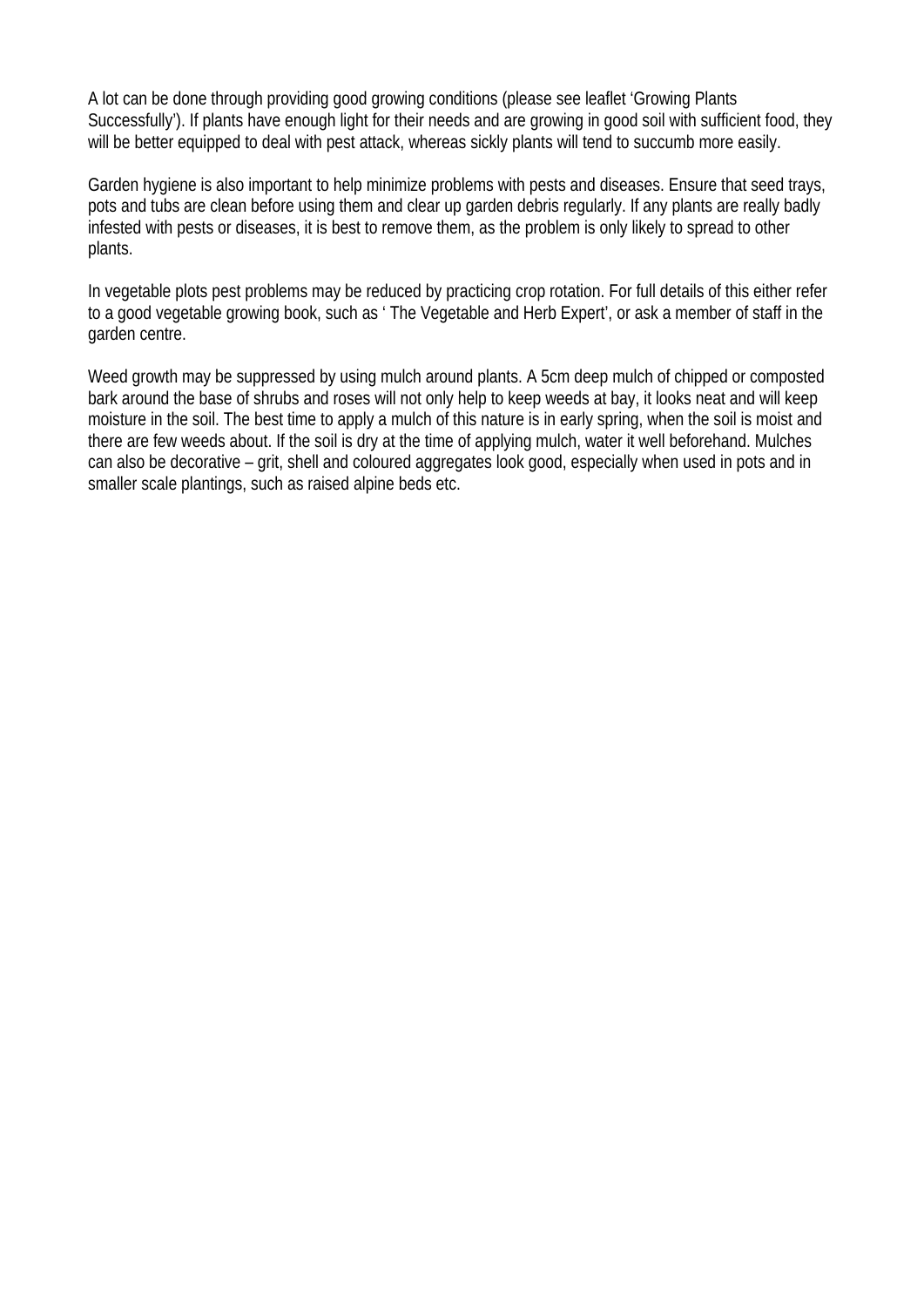A lot can be done through providing good growing conditions (please see leaflet 'Growing Plants Successfully'). If plants have enough light for their needs and are growing in good soil with sufficient food, they will be better equipped to deal with pest attack, whereas sickly plants will tend to succumb more easily.

Garden hygiene is also important to help minimize problems with pests and diseases. Ensure that seed trays, pots and tubs are clean before using them and clear up garden debris regularly. If any plants are really badly infested with pests or diseases, it is best to remove them, as the problem is only likely to spread to other plants.

In vegetable plots pest problems may be reduced by practicing crop rotation. For full details of this either refer to a good vegetable growing book, such as ' The Vegetable and Herb Expert', or ask a member of staff in the garden centre.

Weed growth may be suppressed by using mulch around plants. A 5cm deep mulch of chipped or composted bark around the base of shrubs and roses will not only help to keep weeds at bay, it looks neat and will keep moisture in the soil. The best time to apply a mulch of this nature is in early spring, when the soil is moist and there are few weeds about. If the soil is dry at the time of applying mulch, water it well beforehand. Mulches can also be decorative – grit, shell and coloured aggregates look good, especially when used in pots and in smaller scale plantings, such as raised alpine beds etc.